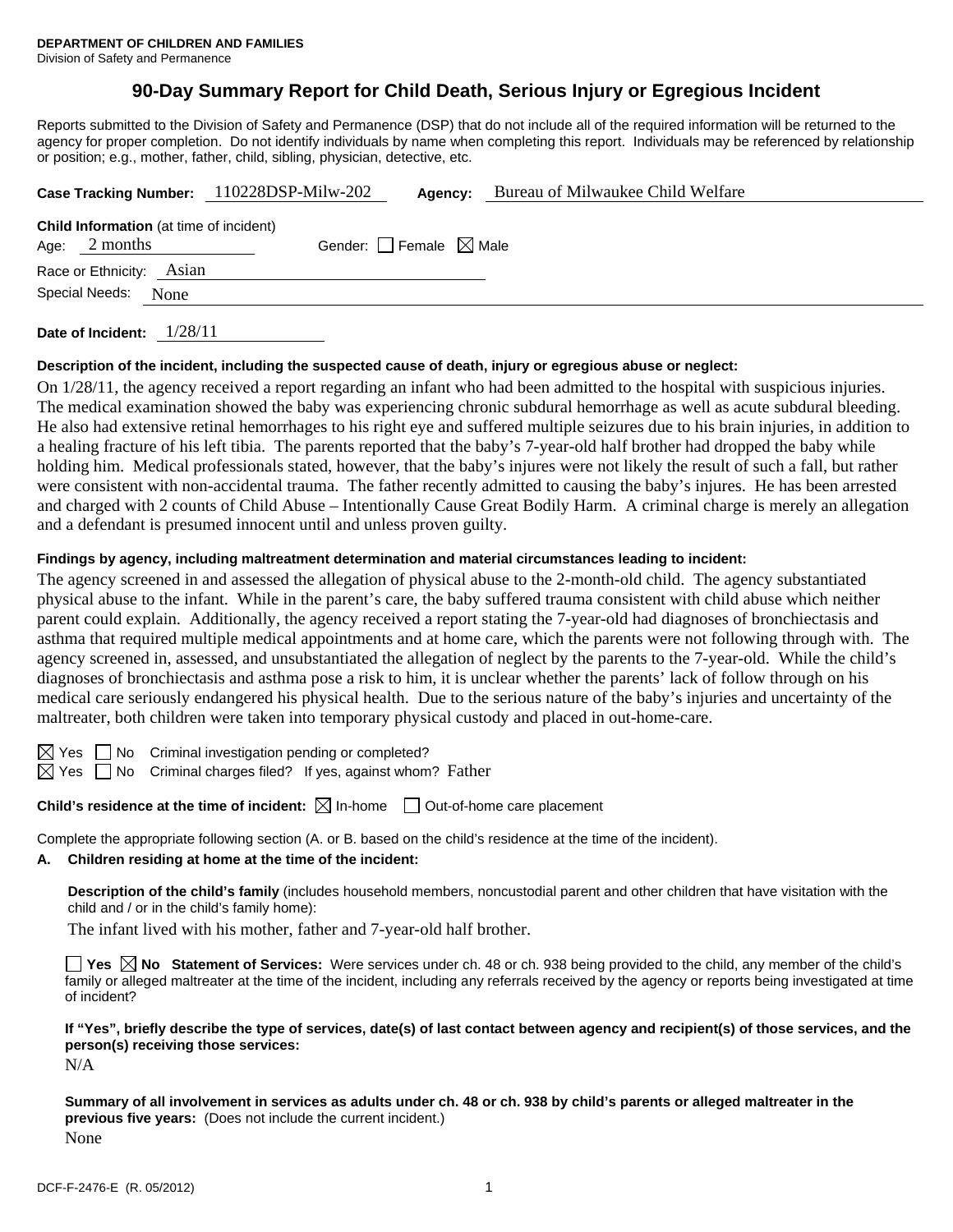**DEPARTMENT OF CHILDREN AND FAMILIES**
Division of Safety and Permanence

# 90-Day Summary Report for Child Death, Serious Injury or Egregious Incident

Reports submitted to the Division of Safety and Permanence (DSP) that do not include all of the required information will be returned to the agency for proper completion. Do not identify individuals by name when completing this report. Individuals may be referenced by relationship or position; e.g., mother, father, child, sibling, physician, detective, etc.

**Case Tracking Number:** 110228DSP-Milw-202 **Agency:** Bureau of Milwaukee Child Welfare

**Child Information** (at time of incident)
Age: 2 months Gender: ☐ Female ☒ Male
Race or Ethnicity: Asian
Special Needs: None

**Date of Incident:** 1/28/11

**Description of the incident, including the suspected cause of death, injury or egregious abuse or neglect:**

On 1/28/11, the agency received a report regarding an infant who had been admitted to the hospital with suspicious injuries. The medical examination showed the baby was experiencing chronic subdural hemorrhage as well as acute subdural bleeding. He also had extensive retinal hemorrhages to his right eye and suffered multiple seizures due to his brain injuries, in addition to a healing fracture of his left tibia. The parents reported that the baby's 7-year-old half brother had dropped the baby while holding him. Medical professionals stated, however, that the baby's injures were not likely the result of such a fall, but rather were consistent with non-accidental trauma. The father recently admitted to causing the baby's injures. He has been arrested and charged with 2 counts of Child Abuse – Intentionally Cause Great Bodily Harm. A criminal charge is merely an allegation and a defendant is presumed innocent until and unless proven guilty.

**Findings by agency, including maltreatment determination and material circumstances leading to incident:**

The agency screened in and assessed the allegation of physical abuse to the 2-month-old child. The agency substantiated physical abuse to the infant. While in the parent's care, the baby suffered trauma consistent with child abuse which neither parent could explain. Additionally, the agency received a report stating the 7-year-old had diagnoses of bronchiectasis and asthma that required multiple medical appointments and at home care, which the parents were not following through with. The agency screened in, assessed, and unsubstantiated the allegation of neglect by the parents to the 7-year-old. While the child's diagnoses of bronchiectasis and asthma pose a risk to him, it is unclear whether the parents' lack of follow through on his medical care seriously endangered his physical health. Due to the serious nature of the baby's injuries and uncertainty of the maltreater, both children were taken into temporary physical custody and placed in out-home-care.

☒ Yes ☐ No Criminal investigation pending or completed?
☒ Yes ☐ No Criminal charges filed? If yes, against whom? Father

**Child's residence at the time of incident:** ☒ In-home ☐ Out-of-home care placement

Complete the appropriate following section (A. or B. based on the child's residence at the time of the incident).

**A. Children residing at home at the time of the incident:**

**Description of the child's family** (includes household members, noncustodial parent and other children that have visitation with the child and / or in the child's family home):

The infant lived with his mother, father and 7-year-old half brother.

☐ **Yes** ☒ **No Statement of Services:** Were services under ch. 48 or ch. 938 being provided to the child, any member of the child's family or alleged maltreater at the time of the incident, including any referrals received by the agency or reports being investigated at time of incident?

**If "Yes", briefly describe the type of services, date(s) of last contact between agency and recipient(s) of those services, and the person(s) receiving those services:**

N/A

**Summary of all involvement in services as adults under ch. 48 or ch. 938 by child's parents or alleged maltreater in the previous five years:** (Does not include the current incident.)

None

DCF-F-2476-E (R. 05/2012)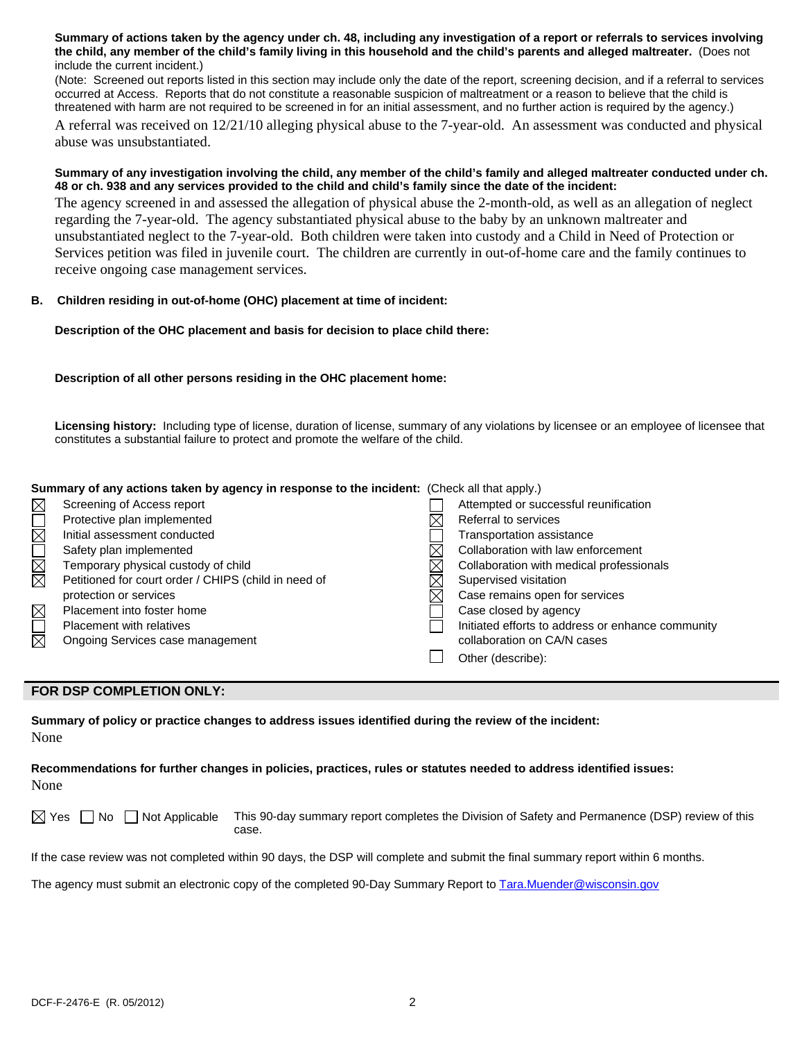**Summary of actions taken by the agency under ch. 48, including any investigation of a report or referrals to services involving the child, any member of the child's family living in this household and the child's parents and alleged maltreater.** (Does not include the current incident.)

(Note: Screened out reports listed in this section may include only the date of the report, screening decision, and if a referral to services occurred at Access. Reports that do not constitute a reasonable suspicion of maltreatment or a reason to believe that the child is threatened with harm are not required to be screened in for an initial assessment, and no further action is required by the agency.)

A referral was received on 12/21/10 alleging physical abuse to the 7-year-old. An assessment was conducted and physical abuse was unsubstantiated.

**Summary of any investigation involving the child, any member of the child's family and alleged maltreater conducted under ch. 48 or ch. 938 and any services provided to the child and child's family since the date of the incident:**

The agency screened in and assessed the allegation of physical abuse the 2-month-old, as well as an allegation of neglect regarding the 7-year-old. The agency substantiated physical abuse to the baby by an unknown maltreater and unsubstantiated neglect to the 7-year-old. Both children were taken into custody and a Child in Need of Protection or Services petition was filed in juvenile court. The children are currently in out-of-home care and the family continues to receive ongoing case management services.

**B. Children residing in out-of-home (OHC) placement at time of incident:**

**Description of the OHC placement and basis for decision to place child there:**

**Description of all other persons residing in the OHC placement home:**

**Licensing history:** Including type of license, duration of license, summary of any violations by licensee or an employee of licensee that constitutes a substantial failure to protect and promote the welfare of the child.

**Summary of any actions taken by agency in response to the incident:** (Check all that apply.)

- ☒ Screening of Access report
- ☐ Protective plan implemented
- ☒ Initial assessment conducted
- ☐ Safety plan implemented
- ☒ Temporary physical custody of child
- ☒ Petitioned for court order / CHIPS (child in need of protection or services
- ☒ Placement into foster home
- ☐ Placement with relatives
- ☒ Ongoing Services case management
- ☐ Attempted or successful reunification
- ☒ Referral to services
- ☐ Transportation assistance
- ☒ Collaboration with law enforcement
- ☒ Collaboration with medical professionals
- ☒ Supervised visitation
- ☒ Case remains open for services
- ☐ Case closed by agency
- ☐ Initiated efforts to address or enhance community collaboration on CA/N cases
- ☐ Other (describe):

## FOR DSP COMPLETION ONLY:

**Summary of policy or practice changes to address issues identified during the review of the incident:**

None

**Recommendations for further changes in policies, practices, rules or statutes needed to address identified issues:**

None

☒ Yes ☐ No ☐ Not Applicable This 90-day summary report completes the Division of Safety and Permanence (DSP) review of this case.

If the case review was not completed within 90 days, the DSP will complete and submit the final summary report within 6 months.

The agency must submit an electronic copy of the completed 90-Day Summary Report to Tara.Muender@wisconsin.gov

DCF-F-2476-E (R. 05/2012)